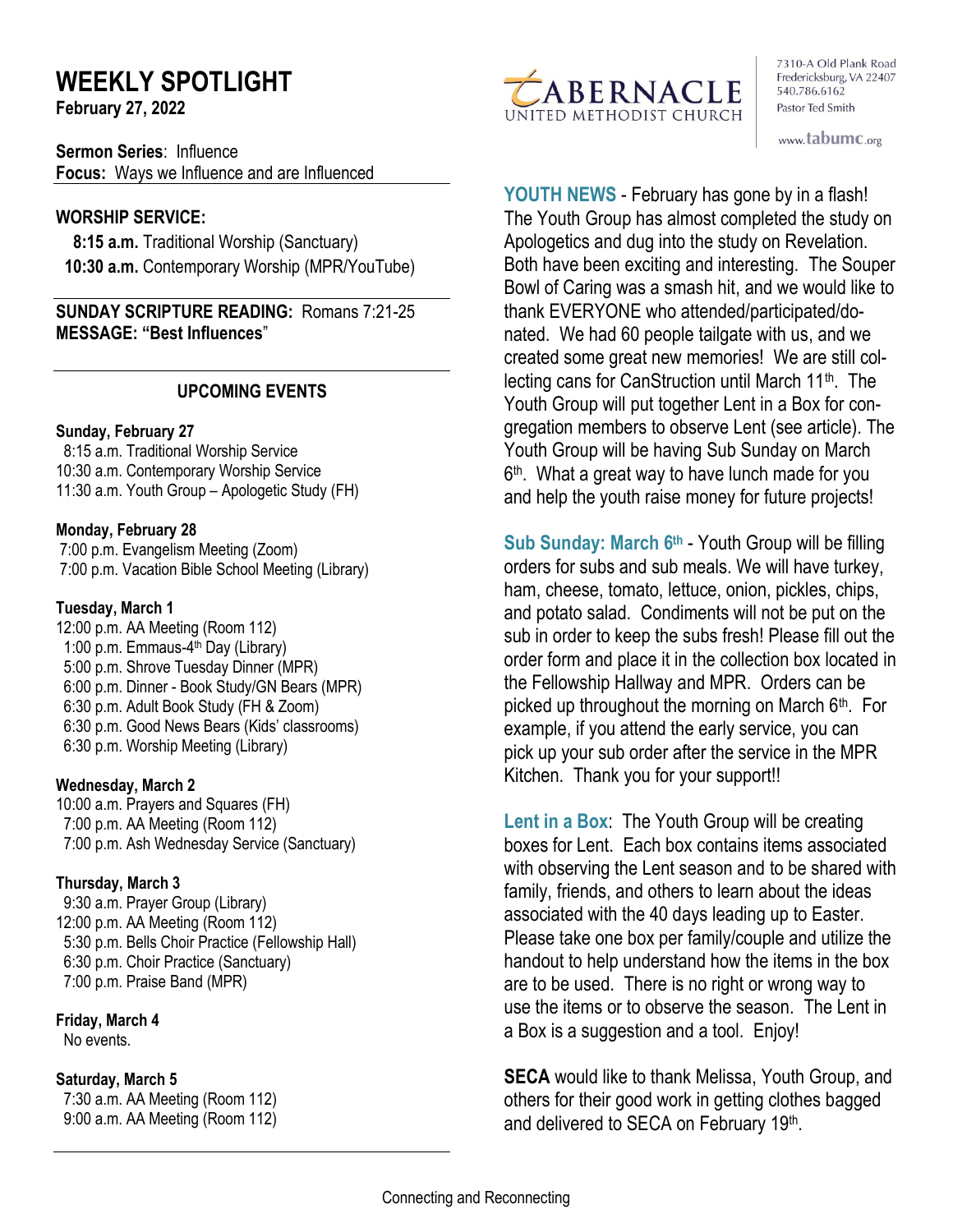# WEEKLY SPOTLIGHT

**February 27, 2022**

**Sermon Series**: Influence
**Focus:** Ways we Influence and are Influenced

**TABERNACLE UNITED METHODIST CHURCH**

7310-A Old Plank Road
Fredericksburg, VA 22407
540.786.6162
Pastor Ted Smith

www.tabumc.org

## WORSHIP SERVICE:

**8:15 a.m.** Traditional Worship (Sanctuary)
**10:30 a.m.** Contemporary Worship (MPR/YouTube)

**SUNDAY SCRIPTURE READING:** Romans 7:21-25
**MESSAGE: "Best Influences"**

## UPCOMING EVENTS

**Sunday, February 27**
8:15 a.m. Traditional Worship Service
10:30 a.m. Contemporary Worship Service
11:30 a.m. Youth Group – Apologetic Study (FH)

**Monday, February 28**
7:00 p.m. Evangelism Meeting (Zoom)
7:00 p.m. Vacation Bible School Meeting (Library)

**Tuesday, March 1**
12:00 p.m. AA Meeting (Room 112)
1:00 p.m. Emmaus-4th Day (Library)
5:00 p.m. Shrove Tuesday Dinner (MPR)
6:00 p.m. Dinner - Book Study/GN Bears (MPR)
6:30 p.m. Adult Book Study (FH & Zoom)
6:30 p.m. Good News Bears (Kids' classrooms)
6:30 p.m. Worship Meeting (Library)

**Wednesday, March 2**
10:00 a.m. Prayers and Squares (FH)
7:00 p.m. AA Meeting (Room 112)
7:00 p.m. Ash Wednesday Service (Sanctuary)

**Thursday, March 3**
9:30 a.m. Prayer Group (Library)
12:00 p.m. AA Meeting (Room 112)
5:30 p.m. Bells Choir Practice (Fellowship Hall)
6:30 p.m. Choir Practice (Sanctuary)
7:00 p.m. Praise Band (MPR)

**Friday, March 4**
No events.

**Saturday, March 5**
7:30 a.m. AA Meeting (Room 112)
9:00 a.m. AA Meeting (Room 112)

**YOUTH NEWS** - February has gone by in a flash! The Youth Group has almost completed the study on Apologetics and dug into the study on Revelation. Both have been exciting and interesting. The Souper Bowl of Caring was a smash hit, and we would like to thank EVERYONE who attended/participated/donated. We had 60 people tailgate with us, and we created some great new memories! We are still collecting cans for CanStruction until March 11th. The Youth Group will put together Lent in a Box for congregation members to observe Lent (see article). The Youth Group will be having Sub Sunday on March 6th. What a great way to have lunch made for you and help the youth raise money for future projects!

**Sub Sunday: March 6th** - Youth Group will be filling orders for subs and sub meals. We will have turkey, ham, cheese, tomato, lettuce, onion, pickles, chips, and potato salad. Condiments will not be put on the sub in order to keep the subs fresh! Please fill out the order form and place it in the collection box located in the Fellowship Hallway and MPR. Orders can be picked up throughout the morning on March 6th. For example, if you attend the early service, you can pick up your sub order after the service in the MPR Kitchen. Thank you for your support!!

**Lent in a Box**: The Youth Group will be creating boxes for Lent. Each box contains items associated with observing the Lent season and to be shared with family, friends, and others to learn about the ideas associated with the 40 days leading up to Easter. Please take one box per family/couple and utilize the handout to help understand how the items in the box are to be used. There is no right or wrong way to use the items or to observe the season. The Lent in a Box is a suggestion and a tool. Enjoy!

**SECA** would like to thank Melissa, Youth Group, and others for their good work in getting clothes bagged and delivered to SECA on February 19th.

Connecting and Reconnecting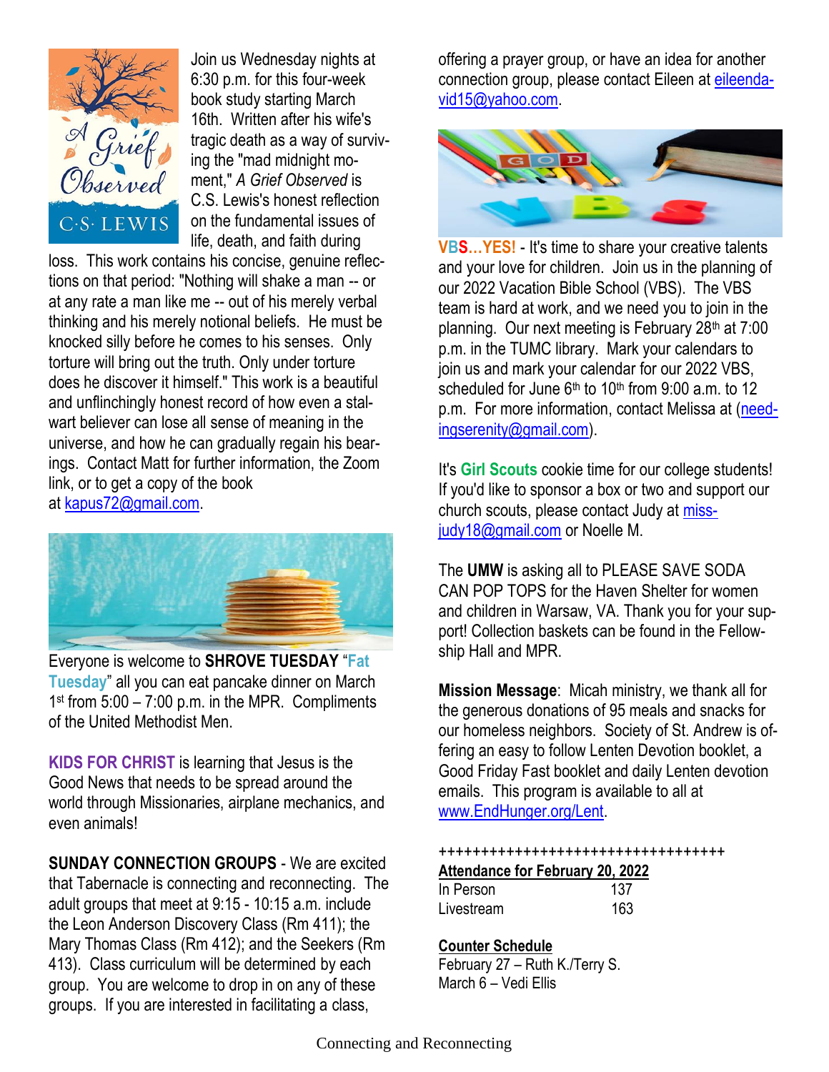Join us Wednesday nights at 6:30 p.m. for this four-week book study starting March 16th. Written after his wife's tragic death as a way of surviving the "mad midnight moment," *A Grief Observed* is C.S. Lewis's honest reflection on the fundamental issues of life, death, and faith during loss. This work contains his concise, genuine reflections on that period: "Nothing will shake a man -- or at any rate a man like me -- out of his merely verbal thinking and his merely notional beliefs. He must be knocked silly before he comes to his senses. Only torture will bring out the truth. Only under torture does he discover it himself." This work is a beautiful and unflinchingly honest record of how even a stalwart believer can lose all sense of meaning in the universe, and how he can gradually regain his bearings. Contact Matt for further information, the Zoom link, or to get a copy of the book at kapus72@gmail.com.

Everyone is welcome to **SHROVE TUESDAY** "**Fat Tuesday**" all you can eat pancake dinner on March 1st from 5:00 – 7:00 p.m. in the MPR. Compliments of the United Methodist Men.

**KIDS FOR CHRIST** is learning that Jesus is the Good News that needs to be spread around the world through Missionaries, airplane mechanics, and even animals!

**SUNDAY CONNECTION GROUPS** - We are excited that Tabernacle is connecting and reconnecting. The adult groups that meet at 9:15 - 10:15 a.m. include the Leon Anderson Discovery Class (Rm 411); the Mary Thomas Class (Rm 412); and the Seekers (Rm 413). Class curriculum will be determined by each group. You are welcome to drop in on any of these groups. If you are interested in facilitating a class, offering a prayer group, or have an idea for another connection group, please contact Eileen at eileendavid15@yahoo.com.

**VBS…YES!** - It's time to share your creative talents and your love for children. Join us in the planning of our 2022 Vacation Bible School (VBS). The VBS team is hard at work, and we need you to join in the planning. Our next meeting is February 28th at 7:00 p.m. in the TUMC library. Mark your calendars to join us and mark your calendar for our 2022 VBS, scheduled for June 6th to 10th from 9:00 a.m. to 12 p.m. For more information, contact Melissa at (needingserenity@gmail.com).

It's **Girl Scouts** cookie time for our college students! If you'd like to sponsor a box or two and support our church scouts, please contact Judy at missjudy18@gmail.com or Noelle M.

The **UMW** is asking all to PLEASE SAVE SODA CAN POP TOPS for the Haven Shelter for women and children in Warsaw, VA. Thank you for your support! Collection baskets can be found in the Fellowship Hall and MPR.

**Mission Message**: Micah ministry, we thank all for the generous donations of 95 meals and snacks for our homeless neighbors. Society of St. Andrew is offering an easy to follow Lenten Devotion booklet, a Good Friday Fast booklet and daily Lenten devotion emails. This program is available to all at www.EndHunger.org/Lent.

++++++++++++++++++++++++++++++++++++

**Attendance for February 20, 2022**

| | |
|---|---|
| In Person | 137 |
| Livestream | 163 |

**Counter Schedule**

February 27 – Ruth K./Terry S.
March 6 – Vedi Ellis